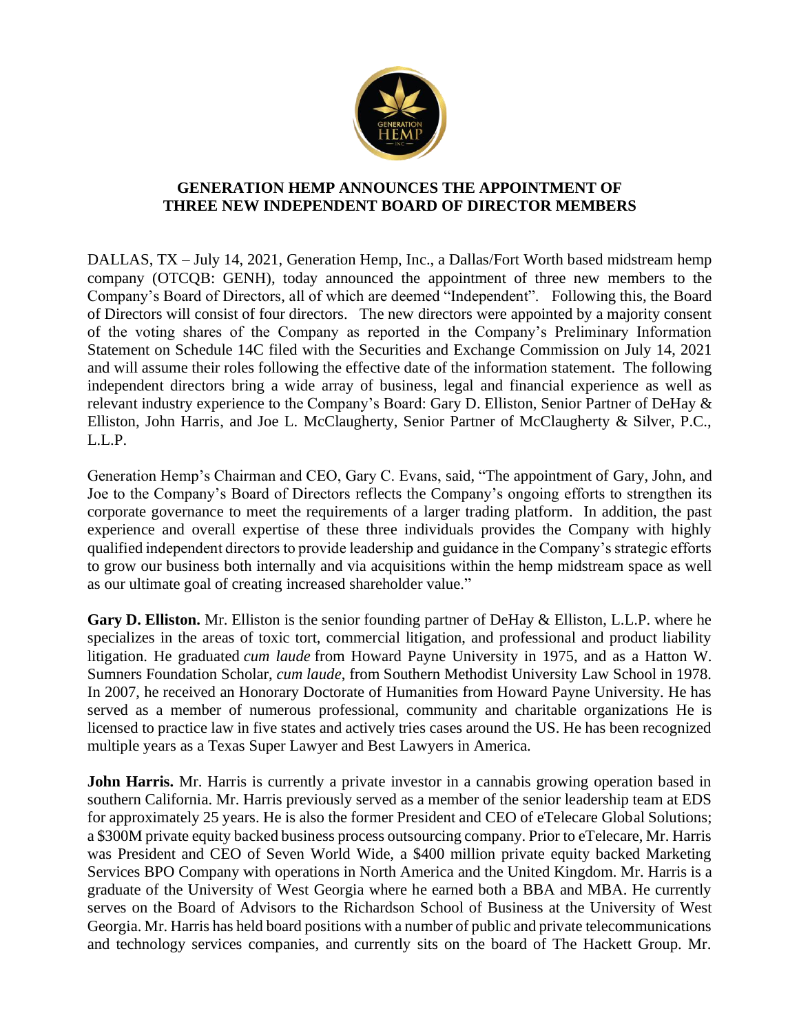# GENERATION HEMP ANNOUNCES THE APPOINTMENT OF THREE NEW INDEPENDENT BOARD OF DIRECTOR MEMBERS

DALLAS, TX – July 14, 2021, Generation Hemp, Inc., a Dallas/Fort Worth based midstream hemp company (OTCQB: GENH), today announced the appointment of three new members to the Company's Board of Directors, all of which are deemed "Independent". Following this, the Board of Directors will consist of four directors. The new directors were appointed by a majority consent of the voting shares of the Company as reported in the Company's Preliminary Information Statement on Schedule 14C filed with the Securities and Exchange Commission on July 14, 2021 and will assume their roles following the effective date of the information statement. The following independent directors bring a wide array of business, legal and financial experience as well as relevant industry experience to the Company's Board: Gary D. Elliston, Senior Partner of DeHay & Elliston, John Harris, and Joe L. McClaugherty, Senior Partner of McClaugherty & Silver, P.C., L.L.P.

Generation Hemp's Chairman and CEO, Gary C. Evans, said, "The appointment of Gary, John, and Joe to the Company's Board of Directors reflects the Company's ongoing efforts to strengthen its corporate governance to meet the requirements of a larger trading platform. In addition, the past experience and overall expertise of these three individuals provides the Company with highly qualified independent directors to provide leadership and guidance in the Company's strategic efforts to grow our business both internally and via acquisitions within the hemp midstream space as well as our ultimate goal of creating increased shareholder value."

**Gary D. Elliston.** Mr. Elliston is the senior founding partner of DeHay & Elliston, L.L.P. where he specializes in the areas of toxic tort, commercial litigation, and professional and product liability litigation. He graduated *cum laude* from Howard Payne University in 1975, and as a Hatton W. Sumners Foundation Scholar, *cum laude*, from Southern Methodist University Law School in 1978. In 2007, he received an Honorary Doctorate of Humanities from Howard Payne University. He has served as a member of numerous professional, community and charitable organizations He is licensed to practice law in five states and actively tries cases around the US. He has been recognized multiple years as a Texas Super Lawyer and Best Lawyers in America.

**John Harris.** Mr. Harris is currently a private investor in a cannabis growing operation based in southern California. Mr. Harris previously served as a member of the senior leadership team at EDS for approximately 25 years. He is also the former President and CEO of eTelecare Global Solutions; a $300M private equity backed business process outsourcing company. Prior to eTelecare, Mr. Harris was President and CEO of Seven World Wide, a $400 million private equity backed Marketing Services BPO Company with operations in North America and the United Kingdom. Mr. Harris is a graduate of the University of West Georgia where he earned both a BBA and MBA. He currently serves on the Board of Advisors to the Richardson School of Business at the University of West Georgia. Mr. Harris has held board positions with a number of public and private telecommunications and technology services companies, and currently sits on the board of The Hackett Group. Mr.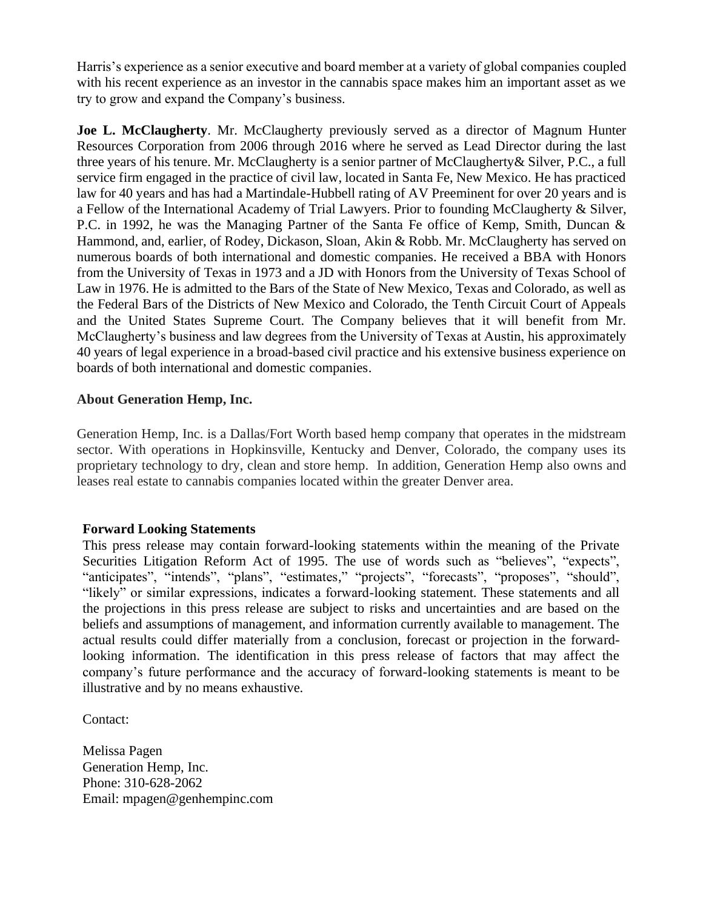Harris's experience as a senior executive and board member at a variety of global companies coupled with his recent experience as an investor in the cannabis space makes him an important asset as we try to grow and expand the Company's business.

**Joe L. McClaugherty**. Mr. McClaugherty previously served as a director of Magnum Hunter Resources Corporation from 2006 through 2016 where he served as Lead Director during the last three years of his tenure. Mr. McClaugherty is a senior partner of McClaugherty& Silver, P.C., a full service firm engaged in the practice of civil law, located in Santa Fe, New Mexico. He has practiced law for 40 years and has had a Martindale-Hubbell rating of AV Preeminent for over 20 years and is a Fellow of the International Academy of Trial Lawyers. Prior to founding McClaugherty & Silver, P.C. in 1992, he was the Managing Partner of the Santa Fe office of Kemp, Smith, Duncan & Hammond, and, earlier, of Rodey, Dickason, Sloan, Akin & Robb. Mr. McClaugherty has served on numerous boards of both international and domestic companies. He received a BBA with Honors from the University of Texas in 1973 and a JD with Honors from the University of Texas School of Law in 1976. He is admitted to the Bars of the State of New Mexico, Texas and Colorado, as well as the Federal Bars of the Districts of New Mexico and Colorado, the Tenth Circuit Court of Appeals and the United States Supreme Court. The Company believes that it will benefit from Mr. McClaugherty's business and law degrees from the University of Texas at Austin, his approximately 40 years of legal experience in a broad-based civil practice and his extensive business experience on boards of both international and domestic companies.

**About Generation Hemp, Inc.**

Generation Hemp, Inc. is a Dallas/Fort Worth based hemp company that operates in the midstream sector. With operations in Hopkinsville, Kentucky and Denver, Colorado, the company uses its proprietary technology to dry, clean and store hemp. In addition, Generation Hemp also owns and leases real estate to cannabis companies located within the greater Denver area.

**Forward Looking Statements**

This press release may contain forward-looking statements within the meaning of the Private Securities Litigation Reform Act of 1995. The use of words such as "believes", "expects", "anticipates", "intends", "plans", "estimates," "projects", "forecasts", "proposes", "should", "likely" or similar expressions, indicates a forward-looking statement. These statements and all the projections in this press release are subject to risks and uncertainties and are based on the beliefs and assumptions of management, and information currently available to management. The actual results could differ materially from a conclusion, forecast or projection in the forward-looking information. The identification in this press release of factors that may affect the company's future performance and the accuracy of forward-looking statements is meant to be illustrative and by no means exhaustive.

Contact:

Melissa Pagen
Generation Hemp, Inc.
Phone: 310-628-2062
Email: mpagen@genhempinc.com